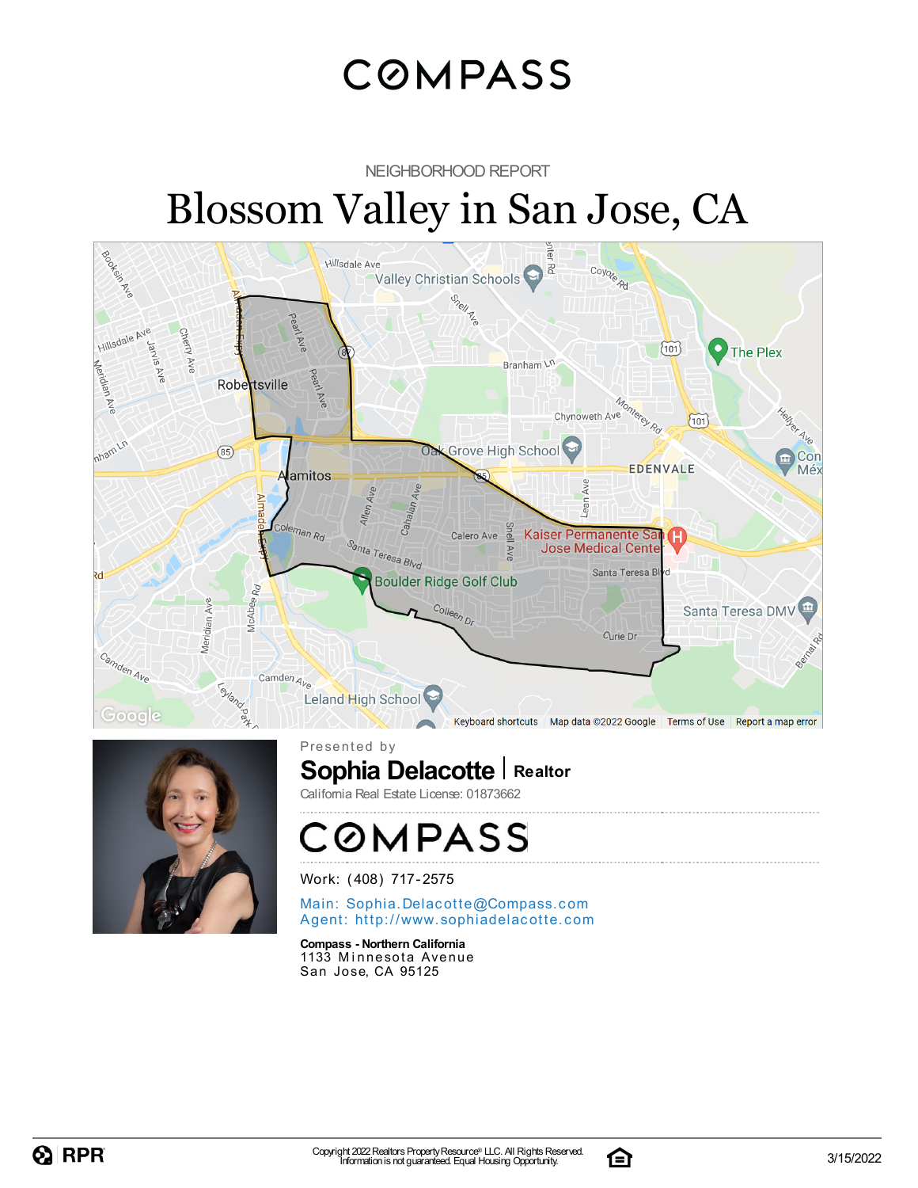COMPASS

NEIGHBORHOOD REPORT

# Blossom Valley in San Jose, CA

Presented by

**Sophia Delacotte** | **Realtor**

California Real Estate License: 01873662

COMPASS

Work: (408) 717-2575

Main: Sophia.Delacotte@Compass.com
Agent: http://www.sophiadelacotte.com

**Compass - Northern California**
1133 Minnesota Avenue
San Jose, CA 95125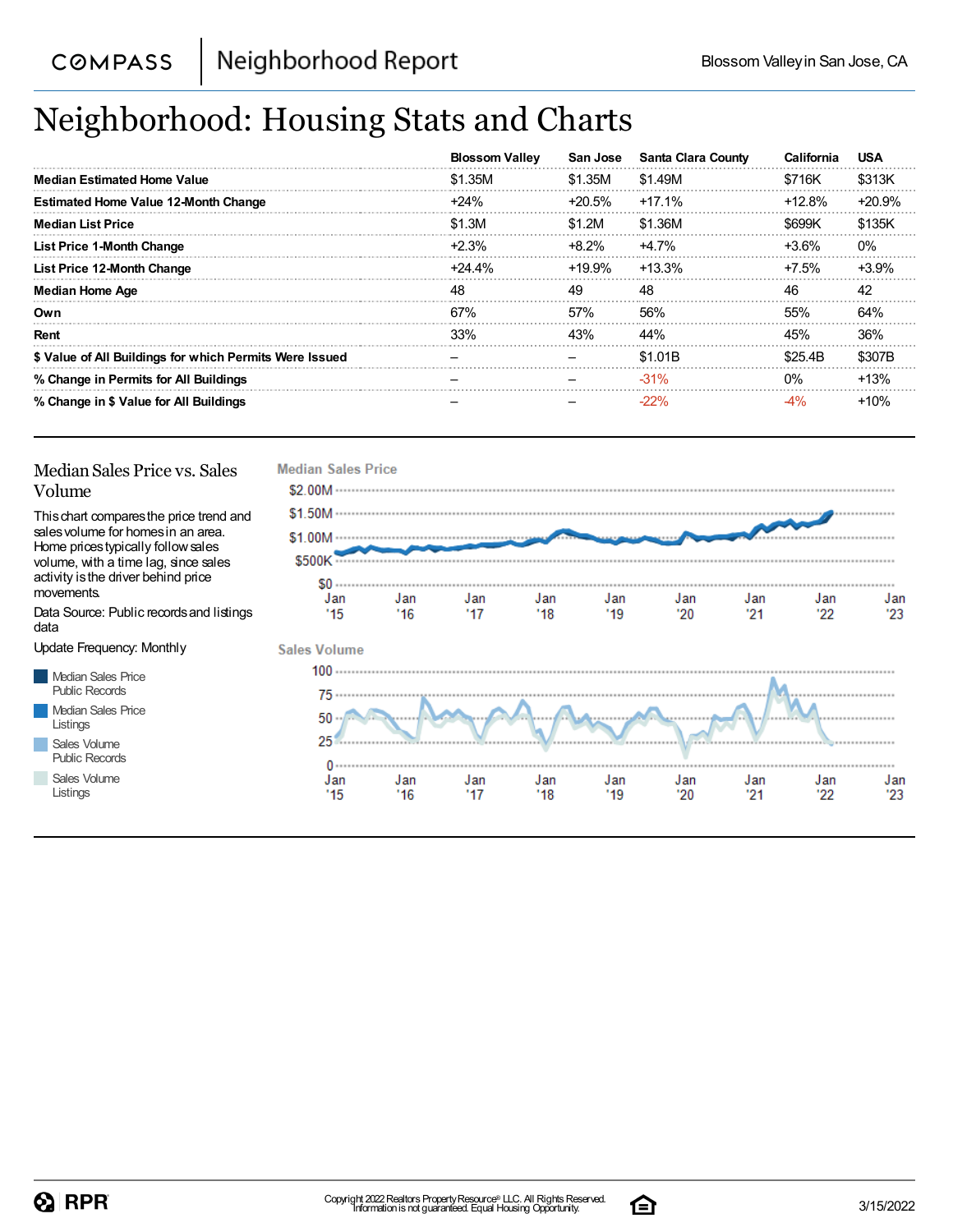# Neighborhood: Housing Stats and Charts

| | Blossom Valley | San Jose | Santa Clara County | California | USA |
|---|---|---|---|---|---|
| **Median Estimated Home Value** | $1.35M | $1.35M | $1.49M | $716K | $313K |
| **Estimated Home Value 12-Month Change** | +24% | +20.5% | +17.1% | +12.8% | +20.9% |
| **Median List Price** | $1.3M | $1.2M | $1.36M | $699K | $135K |
| **List Price 1-Month Change** | +2.3% | +8.2% | +4.7% | +3.6% | 0% |
| **List Price 12-Month Change** | +24.4% | +19.9% | +13.3% | +7.5% | +3.9% |
| **Median Home Age** | 48 | 49 | 48 | 46 | 42 |
| **Own** | 67% | 57% | 56% | 55% | 64% |
| **Rent** | 33% | 43% | 44% | 45% | 36% |
| **$ Value of All Buildings for which Permits Were Issued** | – | – | $1.01B | $25.4B | $307B |
| **% Change in Permits for All Buildings** | – | – | -31% | 0% | +13% |
| **% Change in $ Value for All Buildings** | – | – | -22% | -4% | +10% |

## Median Sales Price vs. Sales Volume

This chart compares the price trend and sales volume for homes in an area. Home prices typically follow sales volume, with a time lag, since sales activity is the driver behind price movements.

Data Source: Public records and listings data

Update Frequency: Monthly

Median Sales Price Public Records

Median Sales Price Listings

Sales Volume Public Records

Sales Volume Listings

Median Sales Price

$2.00M
$1.50M
$1.00M
$500K
$0

Jan '15, Jan '16, Jan '17, Jan '18, Jan '19, Jan '20, Jan '21, Jan '22, Jan '23

Sales Volume

100
75
50
25
0

Jan '15, Jan '16, Jan '17, Jan '18, Jan '19, Jan '20, Jan '21, Jan '22, Jan '23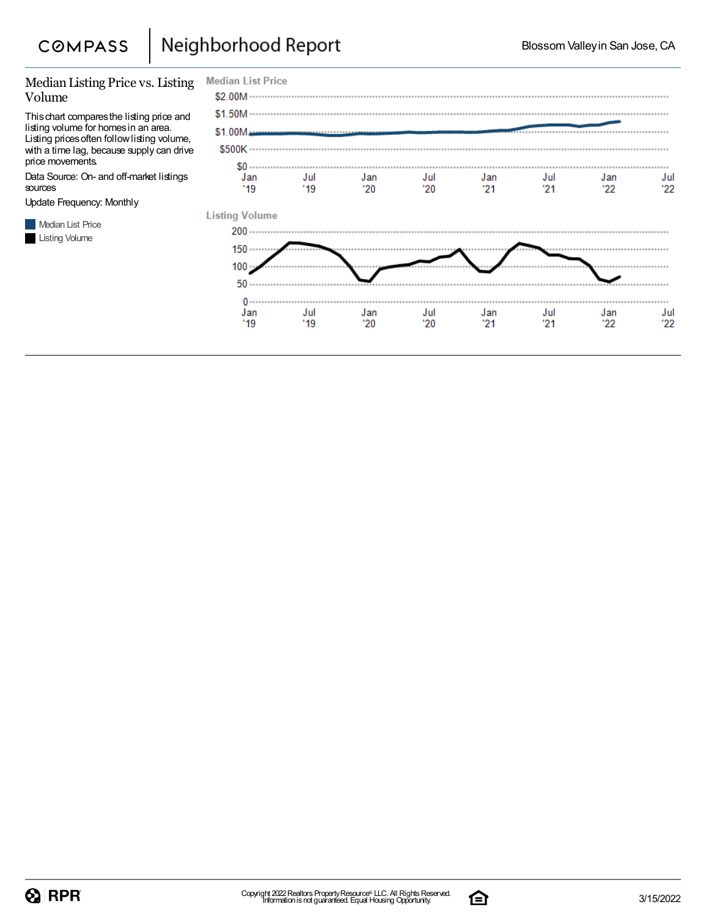## Median Listing Price vs. Listing Volume

This chart compares the listing price and listing volume for homes in an area. Listing prices often follow listing volume, with a time lag, because supply can drive price movements.

Data Source: On- and off-market listings sources

Update Frequency: Monthly

Median List Price

Listing Volume

**Median List Price**

$2.00M
$1.50M
$1.00M
$500K
$0

Jan '19
Jul '19
Jan '20
Jul '20
Jan '21
Jul '21
Jan '22
Jul '22

**Listing Volume**

200
150
100
50
0

Jan '19
Jul '19
Jan '20
Jul '20
Jan '21
Jul '21
Jan '22
Jul '22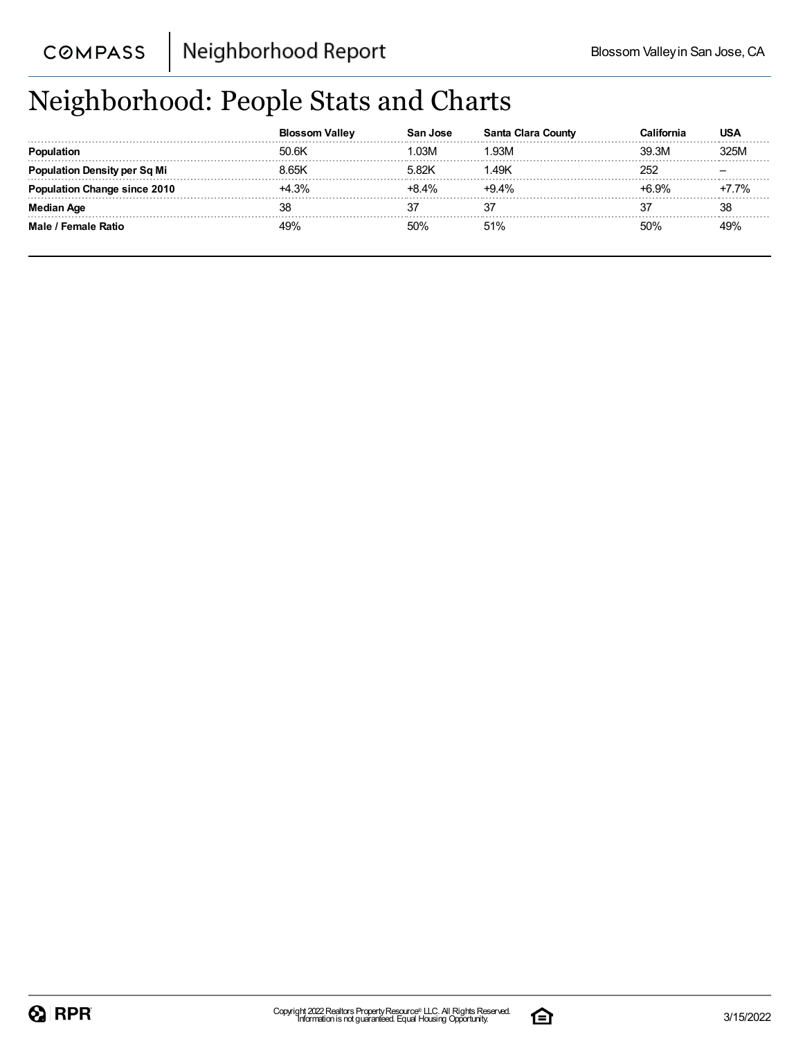# Neighborhood: People Stats and Charts

| | Blossom Valley | San Jose | Santa Clara County | California | USA |
|---|---|---|---|---|---|
| **Population** | 50.6K | 1.03M | 1.93M | 39.3M | 325M |
| **Population Density per Sq Mi** | 8.65K | 5.82K | 1.49K | 252 | – |
| **Population Change since 2010** | +4.3% | +8.4% | +9.4% | +6.9% | +7.7% |
| **Median Age** | 38 | 37 | 37 | 37 | 38 |
| **Male / Female Ratio** | 49% | 50% | 51% | 50% | 49% |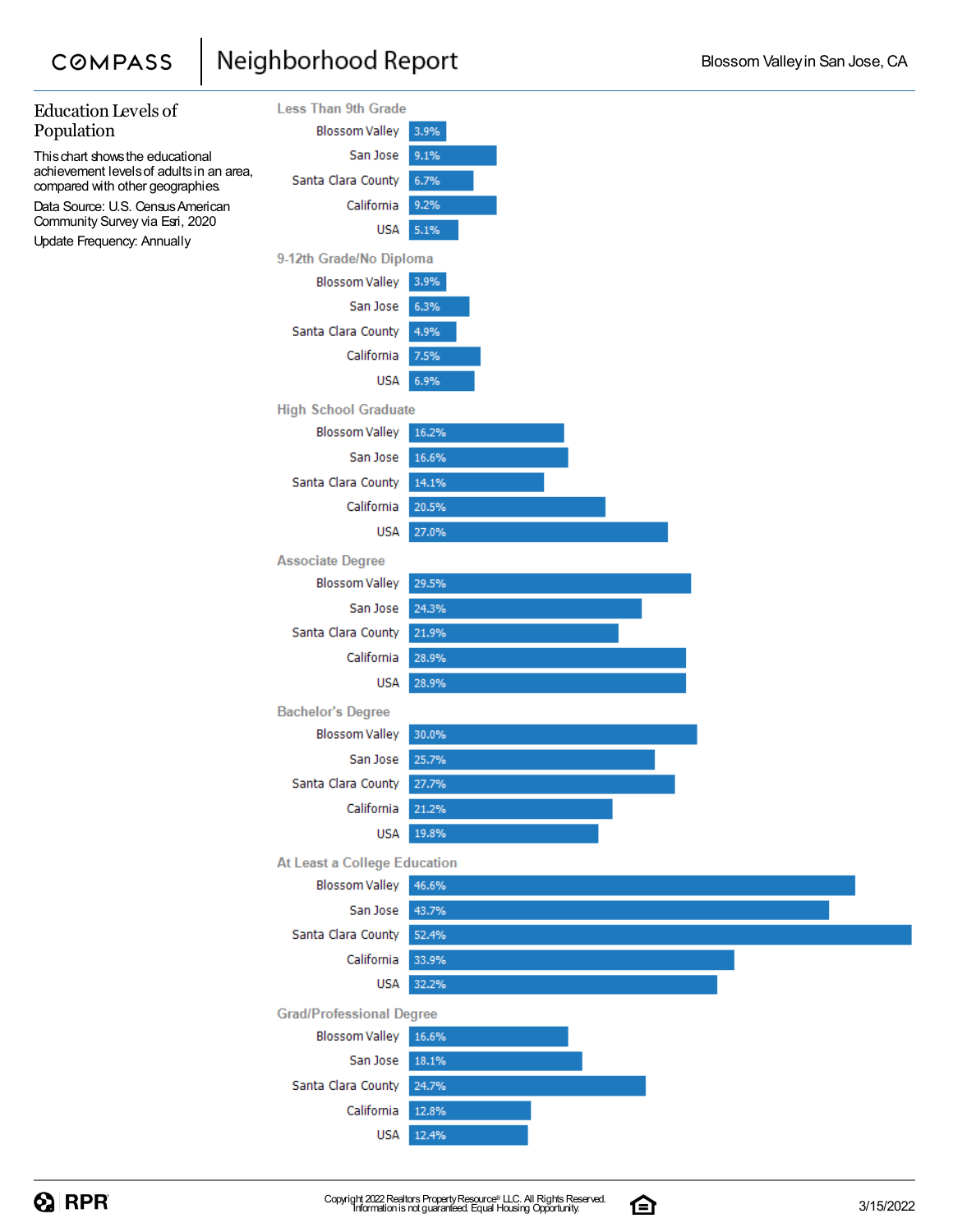## Education Levels of Population

This chart shows the educational achievement levels of adults in an area, compared with other geographies.

Data Source: U.S. Census American Community Survey via Esri, 2020

Update Frequency: Annually

Less Than 9th Grade

Blossom Valley 3.9%
San Jose 9.1%
Santa Clara County 6.7%
California 9.2%
USA 5.1%

9-12th Grade/No Diploma

Blossom Valley 3.9%
San Jose 6.3%
Santa Clara County 4.9%
California 7.5%
USA 6.9%

High School Graduate

Blossom Valley 16.2%
San Jose 16.6%
Santa Clara County 14.1%
California 20.5%
USA 27.0%

Associate Degree

Blossom Valley 29.5%
San Jose 24.3%
Santa Clara County 21.9%
California 28.9%
USA 28.9%

Bachelor's Degree

Blossom Valley 30.0%
San Jose 25.7%
Santa Clara County 27.7%
California 21.2%
USA 19.8%

At Least a College Education

Blossom Valley 46.6%
San Jose 43.7%
Santa Clara County 52.4%
California 33.9%
USA 32.2%

Grad/Professional Degree

Blossom Valley 16.6%
San Jose 18.1%
Santa Clara County 24.7%
California 12.8%
USA 12.4%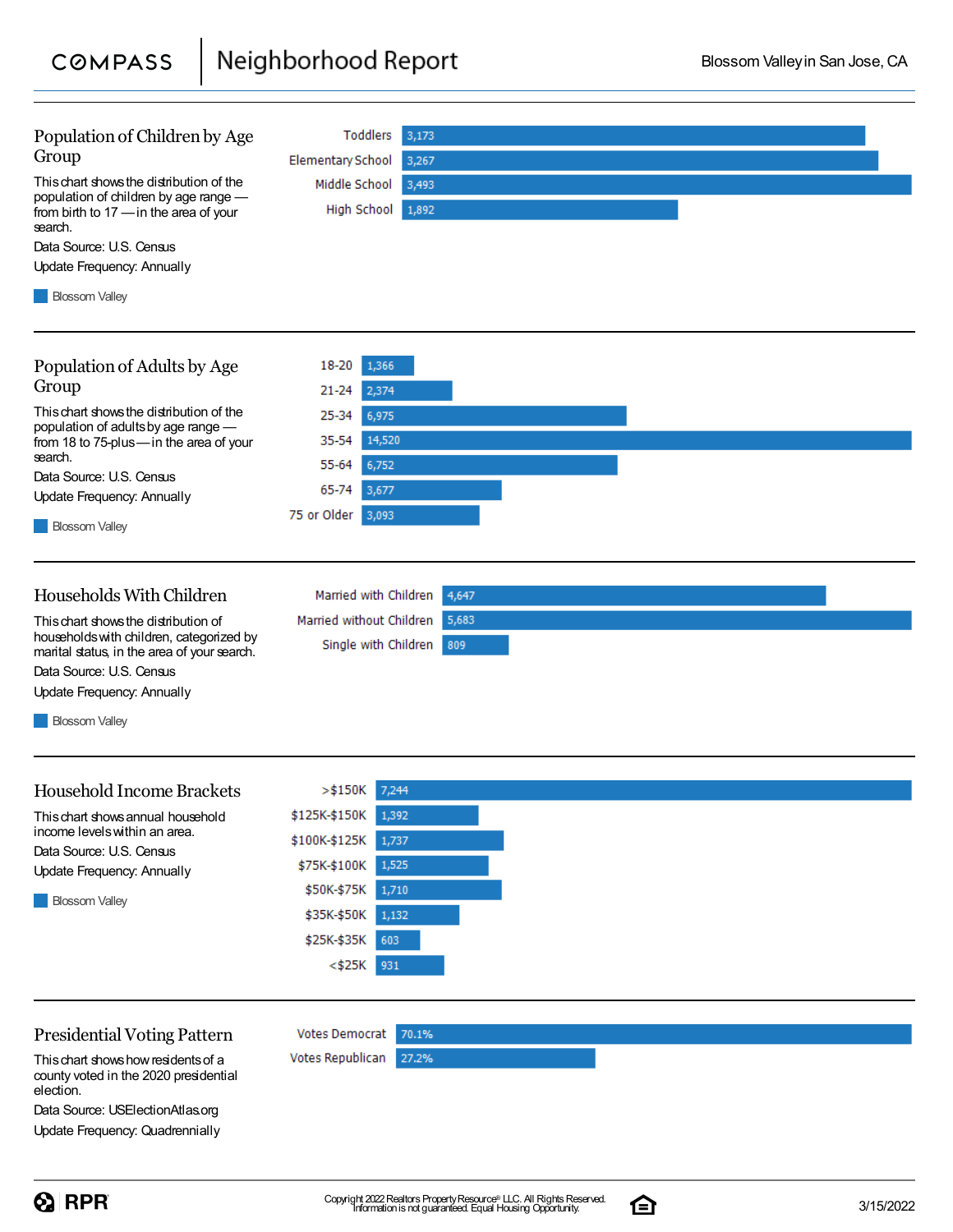## Population of Children by Age Group

This chart shows the distribution of the population of children by age range — from birth to 17 — in the area of your search.

Data Source: U.S. Census

Update Frequency: Annually

Blossom Valley

Toddlers 3,173
Elementary School 3,267
Middle School 3,493
High School 1,892

## Population of Adults by Age Group

This chart shows the distribution of the population of adults by age range — from 18 to 75-plus — in the area of your search.

Data Source: U.S. Census

Update Frequency: Annually

Blossom Valley

18-20 1,366
21-24 2,374
25-34 6,975
35-54 14,520
55-64 6,752
65-74 3,677
75 or Older 3,093

## Households With Children

This chart shows the distribution of households with children, categorized by marital status, in the area of your search.

Data Source: U.S. Census

Update Frequency: Annually

Blossom Valley

Married with Children 4,647
Married without Children 5,683
Single with Children 809

## Household Income Brackets

This chart shows annual household income levels within an area.

Data Source: U.S. Census

Update Frequency: Annually

Blossom Valley

>$150K 7,244
$125K-$150K 1,392
$100K-$125K 1,737
$75K-$100K 1,525
$50K-$75K 1,710
$35K-$50K 1,132
$25K-$35K 603
<$25K 931

## Presidential Voting Pattern

This chart shows how residents of a county voted in the 2020 presidential election.

Data Source: USElectionAtlas.org

Update Frequency: Quadrennially

Votes Democrat 70.1%
Votes Republican 27.2%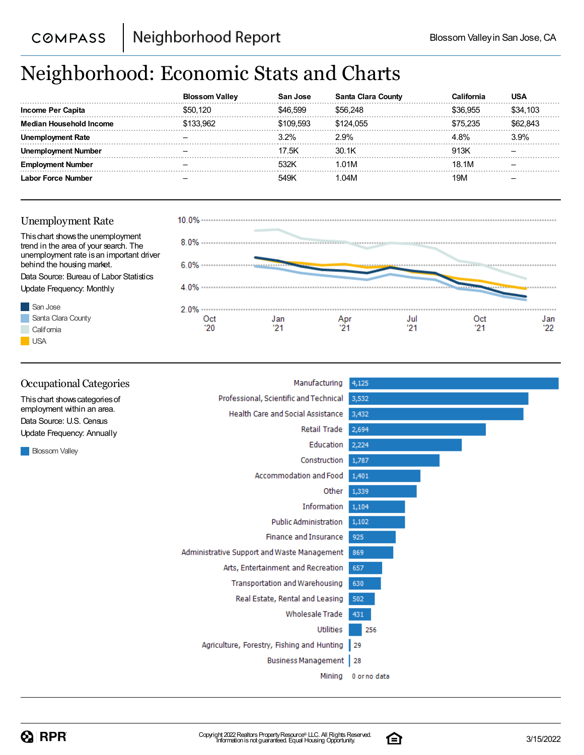# Neighborhood: Economic Stats and Charts

| | Blossom Valley | San Jose | Santa Clara County | California | USA |
|---|---|---|---|---|---|
| **Income Per Capita** | $50,120 | $46,599 | $56,248 | $36,955 | $34,103 |
| **Median Household Income** | $133,962 | $109,593 | $124,055 | $75,235 | $62,843 |
| **Unemployment Rate** | – | 3.2% | 2.9% | 4.8% | 3.9% |
| **Unemployment Number** | – | 17.5K | 30.1K | 913K | – |
| **Employment Number** | – | 532K | 1.01M | 18.1M | – |
| **Labor Force Number** | – | 549K | 1.04M | 19M | – |

## Unemployment Rate

This chart shows the unemployment trend in the area of your search. The unemployment rate is an important driver behind the housing market.

Data Source: Bureau of Labor Statistics

Update Frequency: Monthly

San Jose
Santa Clara County
California
USA

10.0%
8.0%
6.0%
4.0%
2.0%

Oct '20
Jan '21
Apr '21
Jul '21
Oct '21
Jan '22

## Occupational Categories

This chart shows categories of employment within an area.

Data Source: U.S. Census

Update Frequency: Annually

Blossom Valley

Manufacturing 4,125
Professional, Scientific and Technical 3,532
Health Care and Social Assistance 3,432
Retail Trade 2,694
Education 2,224
Construction 1,787
Accommodation and Food 1,401
Other 1,339
Information 1,104
Public Administration 1,102
Finance and Insurance 925
Administrative Support and Waste Management 869
Arts, Entertainment and Recreation 657
Transportation and Warehousing 630
Real Estate, Rental and Leasing 502
Wholesale Trade 431
Utilities 256
Agriculture, Forestry, Fishing and Hunting 29
Business Management 28
Mining 0 or no data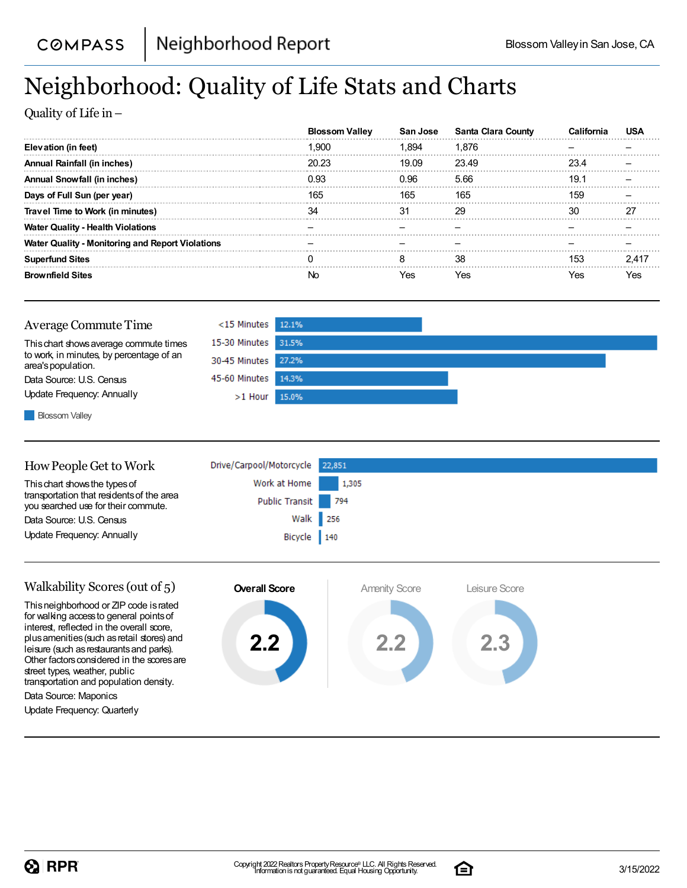# Neighborhood: Quality of Life Stats and Charts

Quality of Life in –

| | Blossom Valley | San Jose | Santa Clara County | California | USA |
|---|---|---|---|---|---|
| **Elevation (in feet)** | 1,900 | 1,894 | 1,876 | – | – |
| **Annual Rainfall (in inches)** | 20.23 | 19.09 | 23.49 | 23.4 | – |
| **Annual Snowfall (in inches)** | 0.93 | 0.96 | 5.66 | 19.1 | – |
| **Days of Full Sun (per year)** | 165 | 165 | 165 | 159 | – |
| **Travel Time to Work (in minutes)** | 34 | 31 | 29 | 30 | 27 |
| **Water Quality - Health Violations** | – | – | – | – | – |
| **Water Quality - Monitoring and Report Violations** | – | – | – | – | – |
| **Superfund Sites** | 0 | 8 | 38 | 153 | 2,417 |
| **Brownfield Sites** | No | Yes | Yes | Yes | Yes |

## Average Commute Time

This chart shows average commute times to work, in minutes, by percentage of an area's population.

Data Source: U.S. Census

Update Frequency: Annually

<15 Minutes 12.1%
15-30 Minutes 31.5%
30-45 Minutes 27.2%
45-60 Minutes 14.3%
>1 Hour 15.0%

Blossom Valley

## How People Get to Work

This chart shows the types of transportation that residents of the area you searched use for their commute.

Data Source: U.S. Census

Update Frequency: Annually

Drive/Carpool/Motorcycle 22,851
Work at Home 1,305
Public Transit 794
Walk 256
Bicycle 140

## Walkability Scores (out of 5)

This neighborhood or ZIP code is rated for walking access to general points of interest, reflected in the overall score, plus amenities (such as retail stores) and leisure (such as restaurants and parks). Other factors considered in the scores are street types, weather, public transportation and population density.

Data Source: Maponics

Update Frequency: Quarterly

Overall Score 2.2
Amenity Score 2.2
Leisure Score 2.3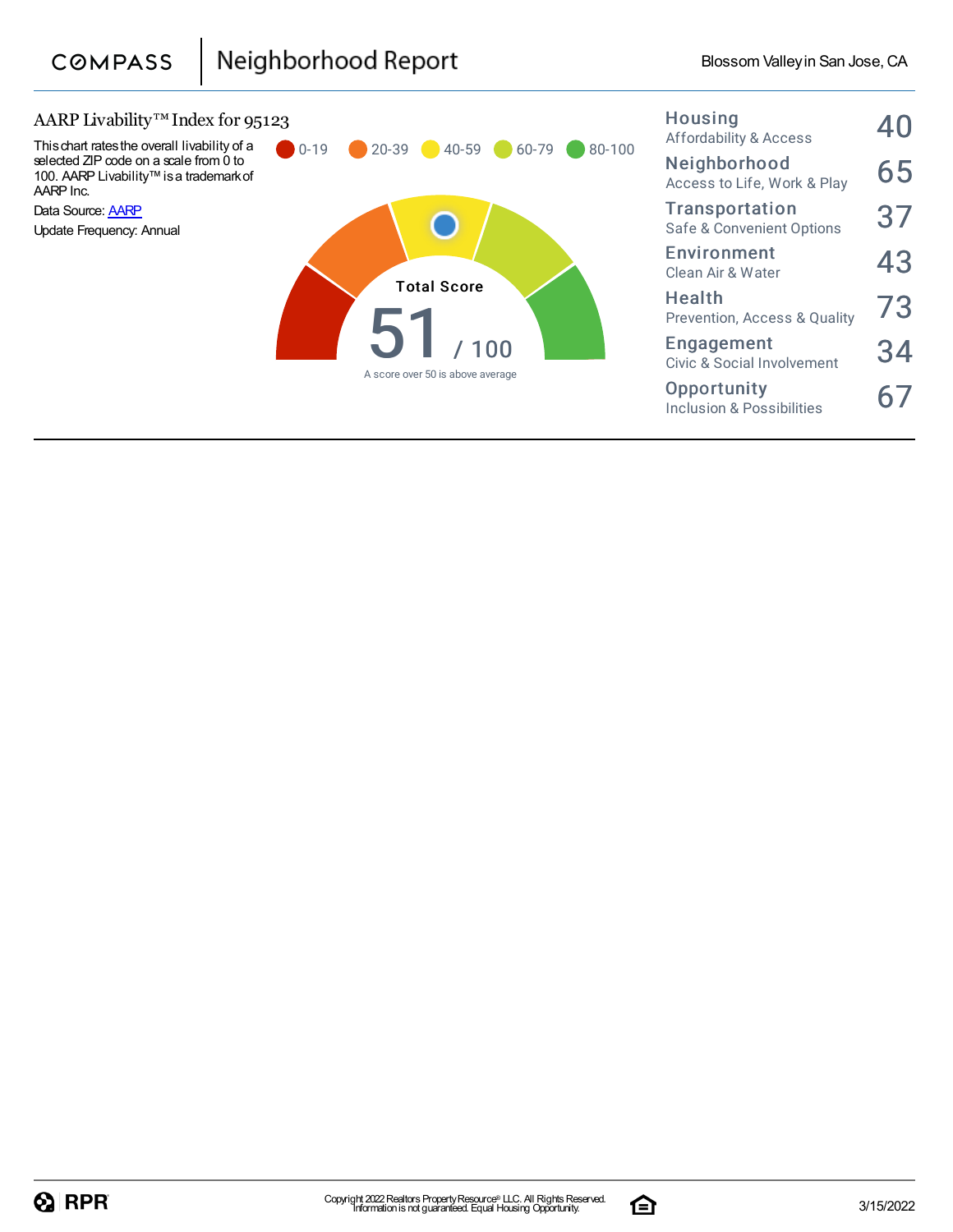## AARP Livability™ Index for 95123

This chart rates the overall livability of a selected ZIP code on a scale from 0 to 100. AARP Livability™ is a trademark of AARP Inc.

Data Source: [AARP]

Update Frequency: Annual

0-19
20-39
40-59
60-79
80-100

Total Score

51 / 100

A score over 50 is above average

**Housing** 40
Affordability & Access

**Neighborhood** 65
Access to Life, Work & Play

**Transportation** 37
Safe & Convenient Options

**Environment** 43
Clean Air & Water

**Health** 73
Prevention, Access & Quality

**Engagement** 34
Civic & Social Involvement

**Opportunity** 67
Inclusion & Possibilities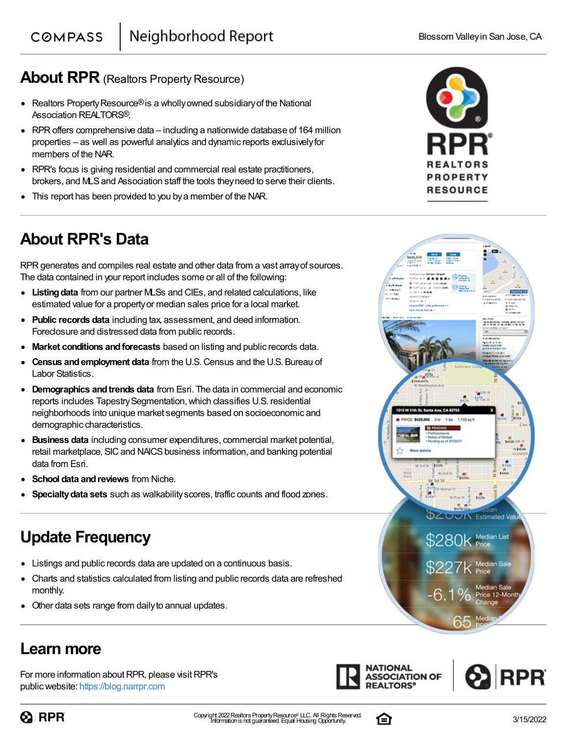## About RPR (Realtors Property Resource)

- Realtors Property Resource® is a wholly owned subsidiary of the National Association REALTORS®.
- RPR offers comprehensive data – including a nationwide database of 164 million properties – as well as powerful analytics and dynamic reports exclusively for members of the NAR.
- RPR's focus is giving residential and commercial real estate practitioners, brokers, and MLS and Association staff the tools they need to serve their clients.
- This report has been provided to you by a member of the NAR.

## About RPR's Data

RPR generates and compiles real estate and other data from a vast array of sources. The data contained in your report includes some or all of the following:

- **Listing data** from our partner MLSs and CIEs, and related calculations, like estimated value for a property or median sales price for a local market.
- **Public records data** including tax, assessment, and deed information. Foreclosure and distressed data from public records.
- **Market conditions and forecasts** based on listing and public records data.
- **Census and employment data** from the U.S. Census and the U.S. Bureau of Labor Statistics.
- **Demographics and trends data** from Esri. The data in commercial and economic reports includes Tapestry Segmentation, which classifies U.S. residential neighborhoods into unique market segments based on socioeconomic and demographic characteristics.
- **Business data** including consumer expenditures, commercial market potential, retail marketplace, SIC and NAICS business information, and banking potential data from Esri.
- **School data and reviews** from Niche.
- **Specialty data sets** such as walkability scores, traffic counts and flood zones.

## Update Frequency

- Listings and public records data are updated on a continuous basis.
- Charts and statistics calculated from listing and public records data are refreshed monthly.
- Other data sets range from daily to annual updates.

## Learn more

For more information about RPR, please visit RPR's public website: https://blog.narrpr.com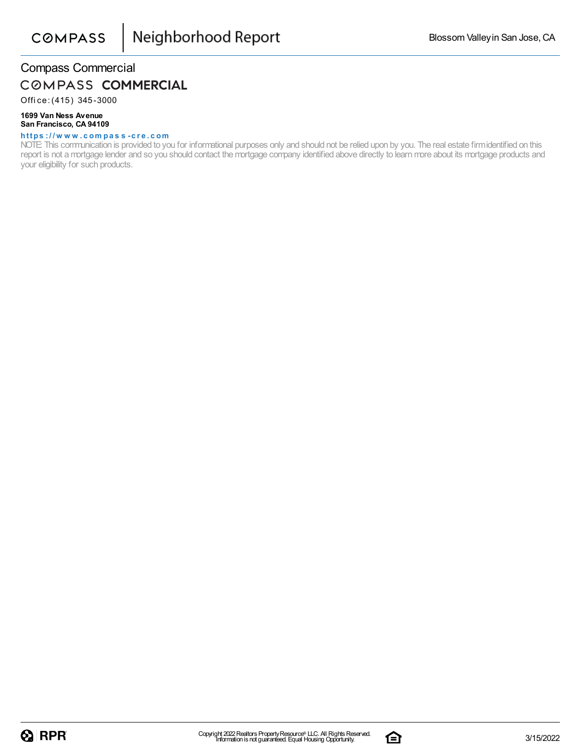Compass Commercial

COMPASS COMMERCIAL

Office: (415) 345-3000

**1699 Van Ness Avenue**
**San Francisco, CA 94109**

**https://www.compass-cre.com**

NOTE: This communication is provided to you for informational purposes only and should not be relied upon by you. The real estate firm identified on this report is not a mortgage lender and so you should contact the mortgage company identified above directly to learn more about its mortgage products and your eligibility for such products.